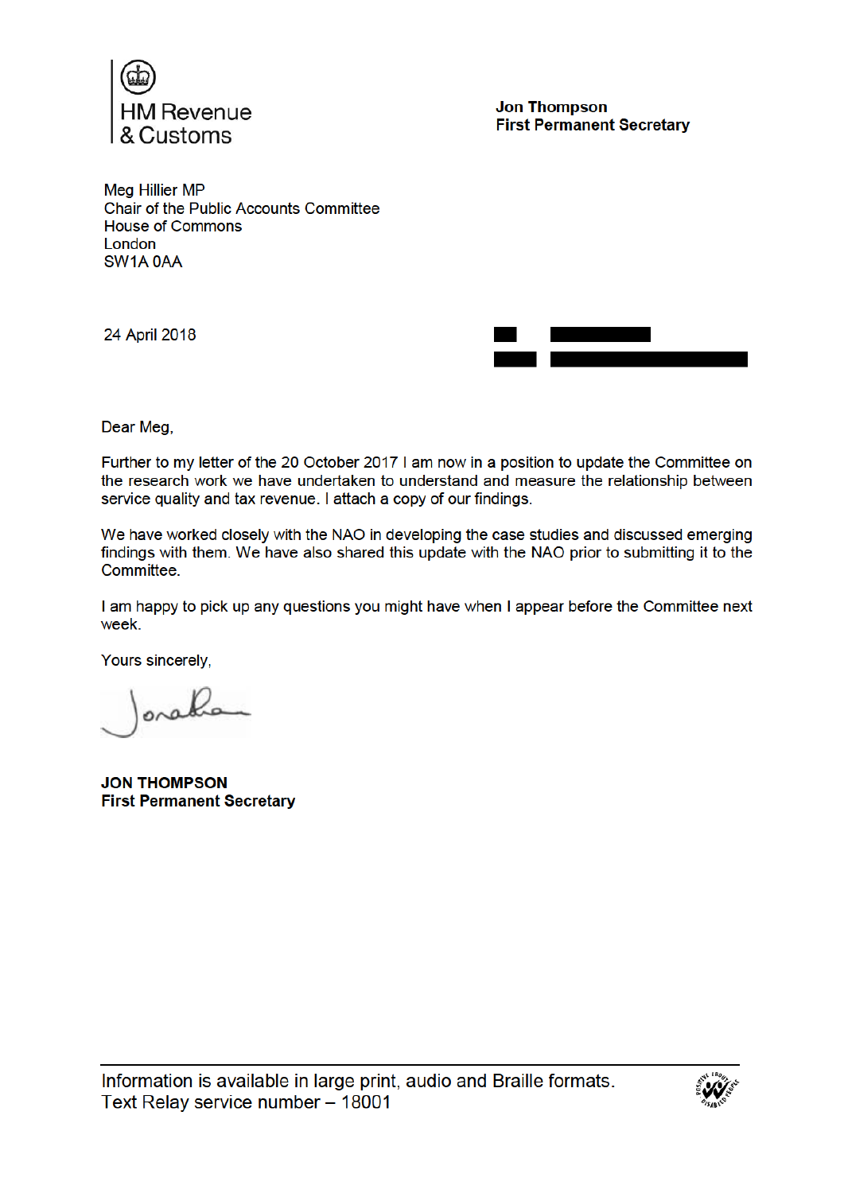HM Revenue & Customs

**Jon Thompson**
**First Permanent Secretary**

Meg Hillier MP
Chair of the Public Accounts Committee
House of Commons
London
SW1A 0AA

24 April 2018

Dear Meg,

Further to my letter of the 20 October 2017 I am now in a position to update the Committee on the research work we have undertaken to understand and measure the relationship between service quality and tax revenue. I attach a copy of our findings.

We have worked closely with the NAO in developing the case studies and discussed emerging findings with them. We have also shared this update with the NAO prior to submitting it to the Committee.

I am happy to pick up any questions you might have when I appear before the Committee next week.

Yours sincerely,

**JON THOMPSON**
**First Permanent Secretary**

Information is available in large print, audio and Braille formats.
Text Relay service number – 18001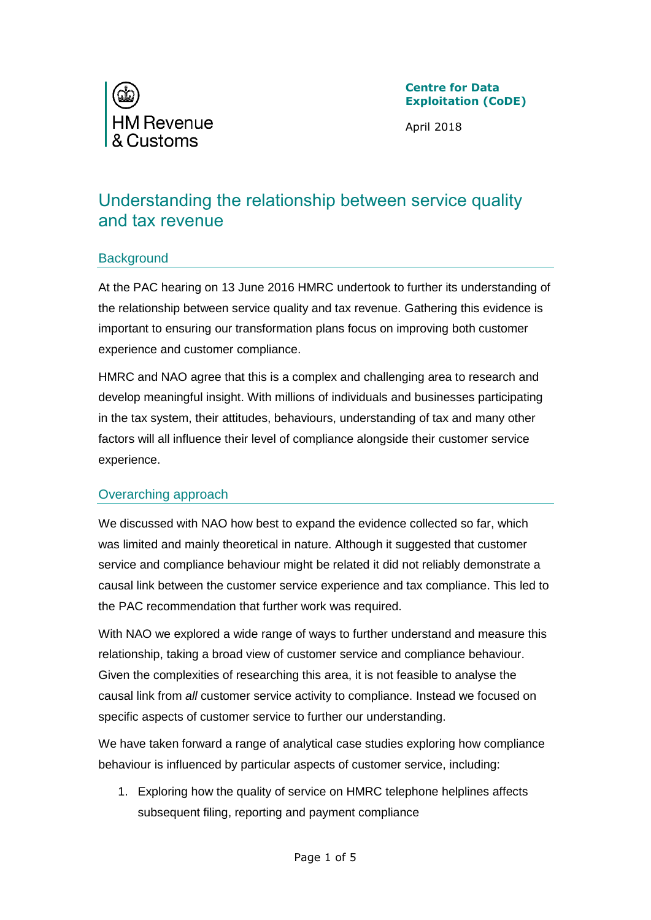HM Revenue & Customs

**Centre for Data Exploitation (CoDE)**

April 2018

# Understanding the relationship between service quality and tax revenue

## Background

At the PAC hearing on 13 June 2016 HMRC undertook to further its understanding of the relationship between service quality and tax revenue. Gathering this evidence is important to ensuring our transformation plans focus on improving both customer experience and customer compliance.

HMRC and NAO agree that this is a complex and challenging area to research and develop meaningful insight. With millions of individuals and businesses participating in the tax system, their attitudes, behaviours, understanding of tax and many other factors will all influence their level of compliance alongside their customer service experience.

## Overarching approach

We discussed with NAO how best to expand the evidence collected so far, which was limited and mainly theoretical in nature. Although it suggested that customer service and compliance behaviour might be related it did not reliably demonstrate a causal link between the customer service experience and tax compliance. This led to the PAC recommendation that further work was required.

With NAO we explored a wide range of ways to further understand and measure this relationship, taking a broad view of customer service and compliance behaviour. Given the complexities of researching this area, it is not feasible to analyse the causal link from *all* customer service activity to compliance. Instead we focused on specific aspects of customer service to further our understanding.

We have taken forward a range of analytical case studies exploring how compliance behaviour is influenced by particular aspects of customer service, including:

1. Exploring how the quality of service on HMRC telephone helplines affects subsequent filing, reporting and payment compliance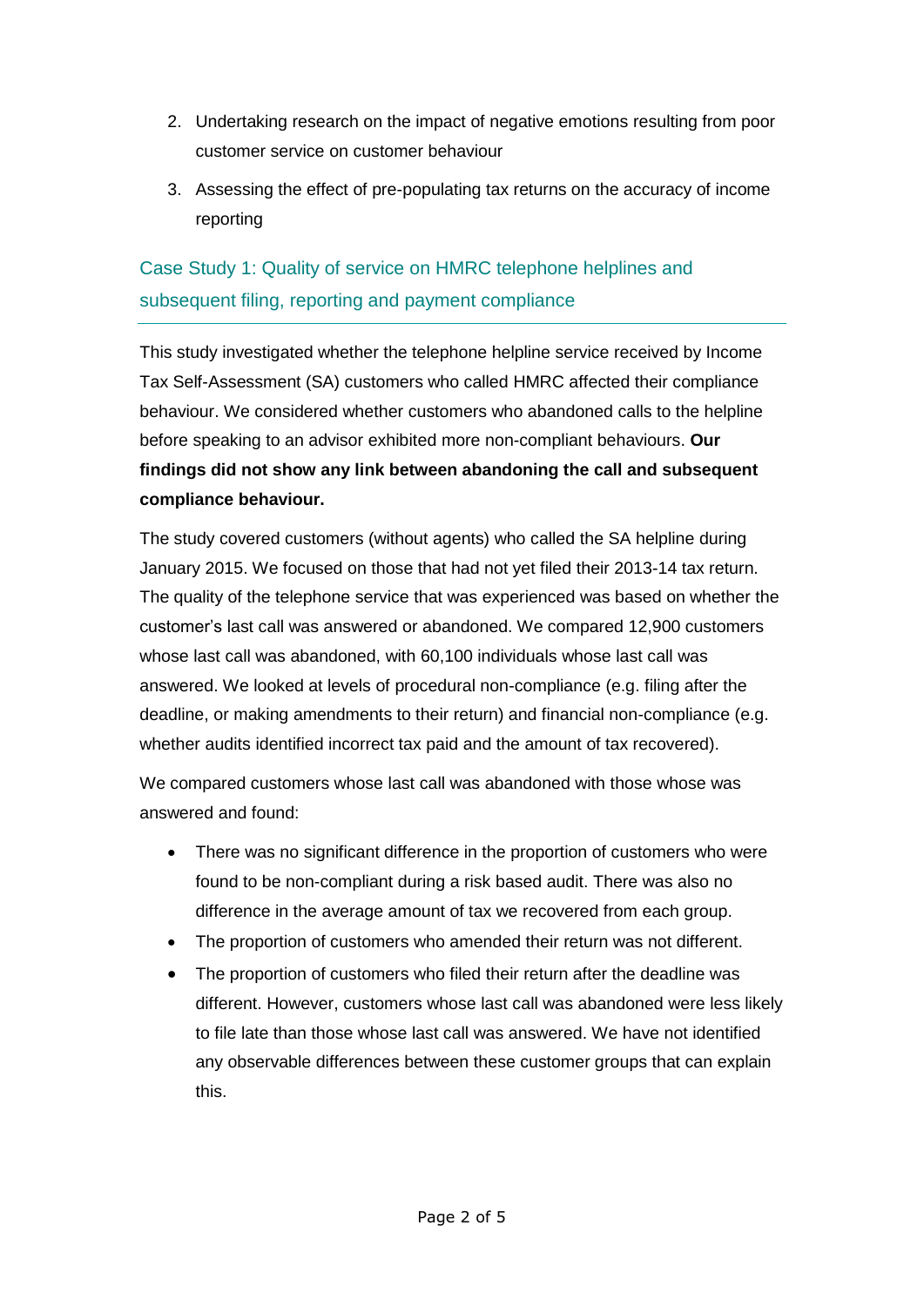2. Undertaking research on the impact of negative emotions resulting from poor customer service on customer behaviour
3. Assessing the effect of pre-populating tax returns on the accuracy of income reporting

## Case Study 1: Quality of service on HMRC telephone helplines and subsequent filing, reporting and payment compliance

This study investigated whether the telephone helpline service received by Income Tax Self-Assessment (SA) customers who called HMRC affected their compliance behaviour. We considered whether customers who abandoned calls to the helpline before speaking to an advisor exhibited more non-compliant behaviours. **Our findings did not show any link between abandoning the call and subsequent compliance behaviour.**

The study covered customers (without agents) who called the SA helpline during January 2015. We focused on those that had not yet filed their 2013-14 tax return. The quality of the telephone service that was experienced was based on whether the customer's last call was answered or abandoned. We compared 12,900 customers whose last call was abandoned, with 60,100 individuals whose last call was answered. We looked at levels of procedural non-compliance (e.g. filing after the deadline, or making amendments to their return) and financial non-compliance (e.g. whether audits identified incorrect tax paid and the amount of tax recovered).

We compared customers whose last call was abandoned with those whose was answered and found:

- There was no significant difference in the proportion of customers who were found to be non-compliant during a risk based audit. There was also no difference in the average amount of tax we recovered from each group.
- The proportion of customers who amended their return was not different.
- The proportion of customers who filed their return after the deadline was different. However, customers whose last call was abandoned were less likely to file late than those whose last call was answered. We have not identified any observable differences between these customer groups that can explain this.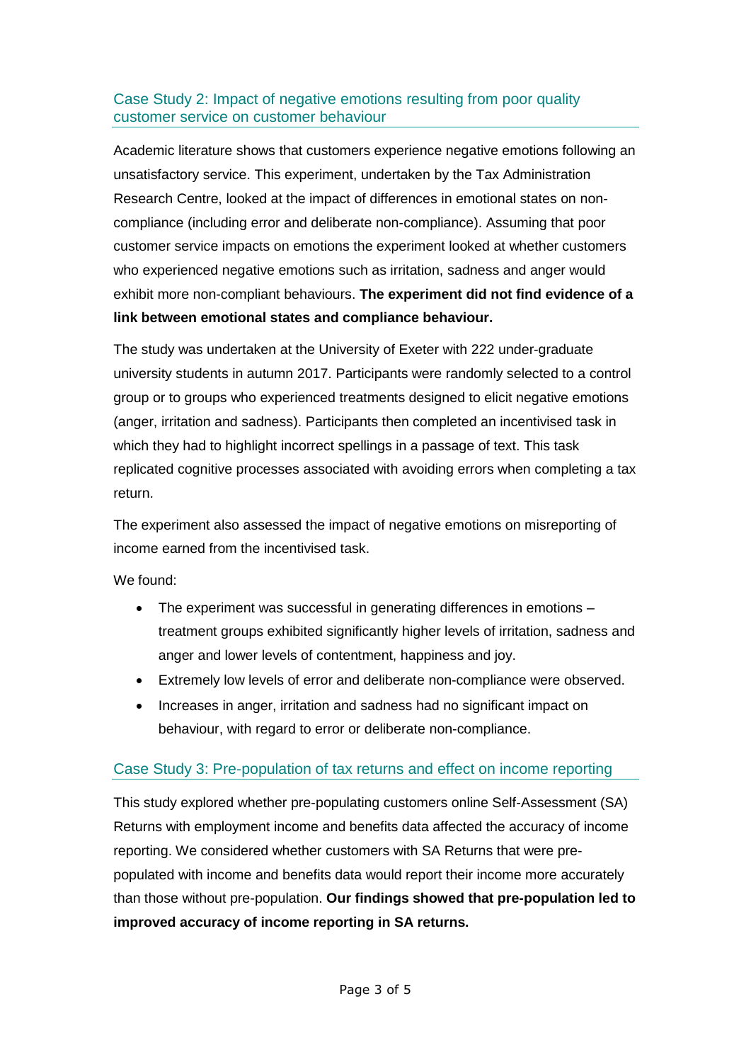## Case Study 2: Impact of negative emotions resulting from poor quality customer service on customer behaviour

Academic literature shows that customers experience negative emotions following an unsatisfactory service. This experiment, undertaken by the Tax Administration Research Centre, looked at the impact of differences in emotional states on non-compliance (including error and deliberate non-compliance). Assuming that poor customer service impacts on emotions the experiment looked at whether customers who experienced negative emotions such as irritation, sadness and anger would exhibit more non-compliant behaviours. **The experiment did not find evidence of a link between emotional states and compliance behaviour.**

The study was undertaken at the University of Exeter with 222 under-graduate university students in autumn 2017. Participants were randomly selected to a control group or to groups who experienced treatments designed to elicit negative emotions (anger, irritation and sadness). Participants then completed an incentivised task in which they had to highlight incorrect spellings in a passage of text. This task replicated cognitive processes associated with avoiding errors when completing a tax return.

The experiment also assessed the impact of negative emotions on misreporting of income earned from the incentivised task.

We found:

- The experiment was successful in generating differences in emotions – treatment groups exhibited significantly higher levels of irritation, sadness and anger and lower levels of contentment, happiness and joy.
- Extremely low levels of error and deliberate non-compliance were observed.
- Increases in anger, irritation and sadness had no significant impact on behaviour, with regard to error or deliberate non-compliance.

## Case Study 3: Pre-population of tax returns and effect on income reporting

This study explored whether pre-populating customers online Self-Assessment (SA) Returns with employment income and benefits data affected the accuracy of income reporting. We considered whether customers with SA Returns that were pre-populated with income and benefits data would report their income more accurately than those without pre-population. **Our findings showed that pre-population led to improved accuracy of income reporting in SA returns.**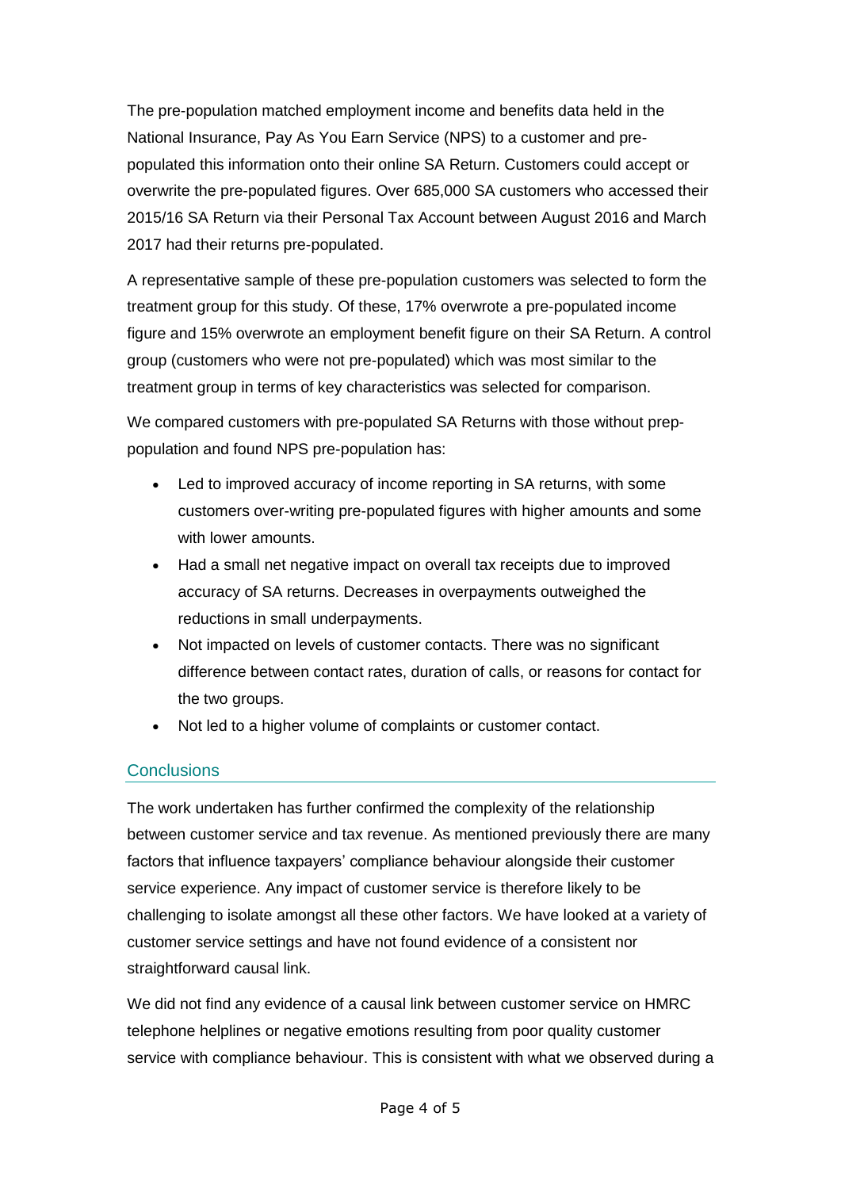The pre-population matched employment income and benefits data held in the National Insurance, Pay As You Earn Service (NPS) to a customer and pre-populated this information onto their online SA Return. Customers could accept or overwrite the pre-populated figures. Over 685,000 SA customers who accessed their 2015/16 SA Return via their Personal Tax Account between August 2016 and March 2017 had their returns pre-populated.

A representative sample of these pre-population customers was selected to form the treatment group for this study. Of these, 17% overwrote a pre-populated income figure and 15% overwrote an employment benefit figure on their SA Return. A control group (customers who were not pre-populated) which was most similar to the treatment group in terms of key characteristics was selected for comparison.

We compared customers with pre-populated SA Returns with those without prep-population and found NPS pre-population has:

- Led to improved accuracy of income reporting in SA returns, with some customers over-writing pre-populated figures with higher amounts and some with lower amounts.
- Had a small net negative impact on overall tax receipts due to improved accuracy of SA returns. Decreases in overpayments outweighed the reductions in small underpayments.
- Not impacted on levels of customer contacts. There was no significant difference between contact rates, duration of calls, or reasons for contact for the two groups.
- Not led to a higher volume of complaints or customer contact.

## Conclusions

The work undertaken has further confirmed the complexity of the relationship between customer service and tax revenue. As mentioned previously there are many factors that influence taxpayers' compliance behaviour alongside their customer service experience. Any impact of customer service is therefore likely to be challenging to isolate amongst all these other factors. We have looked at a variety of customer service settings and have not found evidence of a consistent nor straightforward causal link.

We did not find any evidence of a causal link between customer service on HMRC telephone helplines or negative emotions resulting from poor quality customer service with compliance behaviour. This is consistent with what we observed during a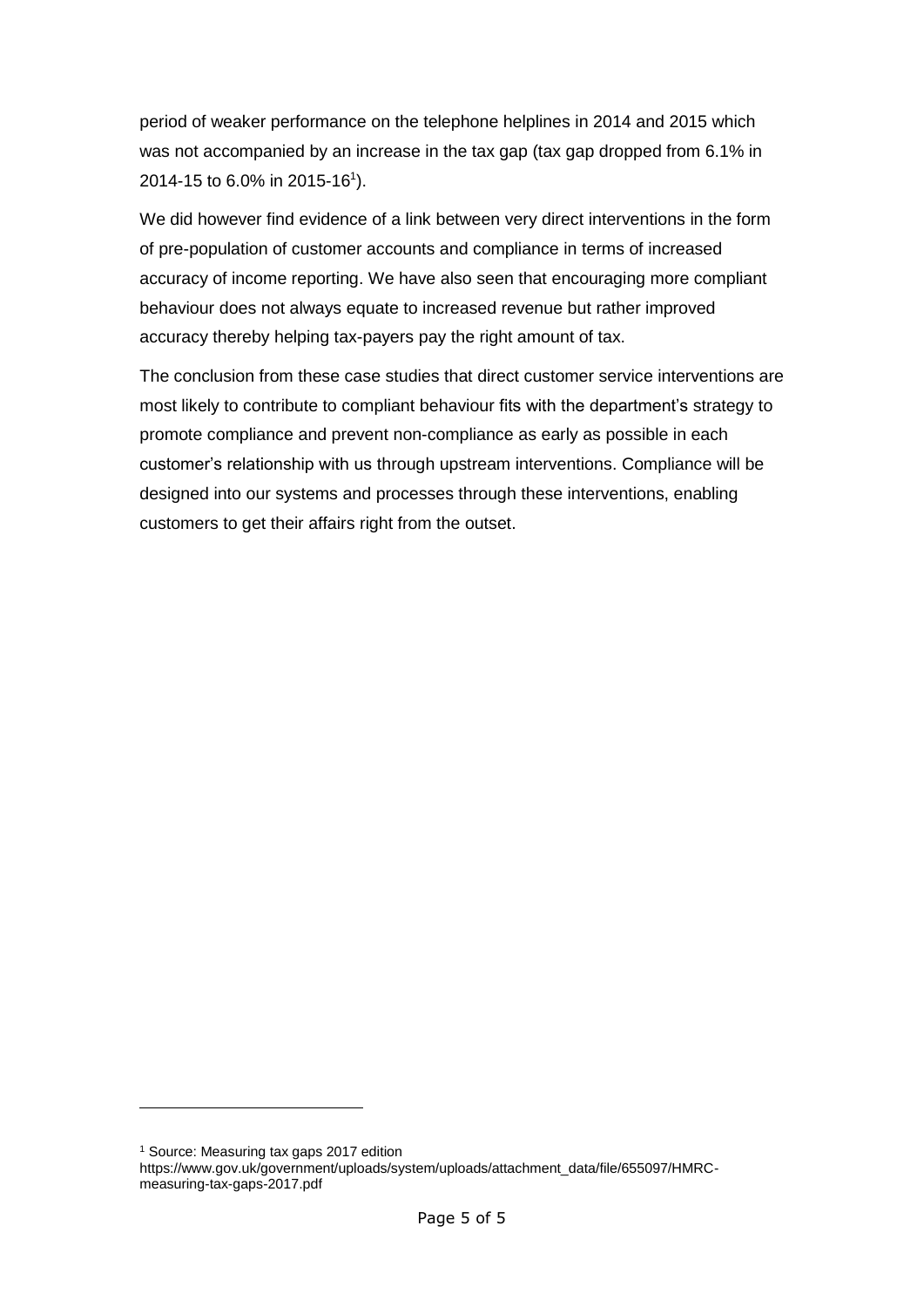period of weaker performance on the telephone helplines in 2014 and 2015 which was not accompanied by an increase in the tax gap (tax gap dropped from 6.1% in 2014-15 to 6.0% in 2015-16[1]).

We did however find evidence of a link between very direct interventions in the form of pre-population of customer accounts and compliance in terms of increased accuracy of income reporting. We have also seen that encouraging more compliant behaviour does not always equate to increased revenue but rather improved accuracy thereby helping tax-payers pay the right amount of tax.

The conclusion from these case studies that direct customer service interventions are most likely to contribute to compliant behaviour fits with the department's strategy to promote compliance and prevent non-compliance as early as possible in each customer's relationship with us through upstream interventions. Compliance will be designed into our systems and processes through these interventions, enabling customers to get their affairs right from the outset.

---

[1] Source: Measuring tax gaps 2017 edition
https://www.gov.uk/government/uploads/system/uploads/attachment_data/file/655097/HMRC-measuring-tax-gaps-2017.pdf